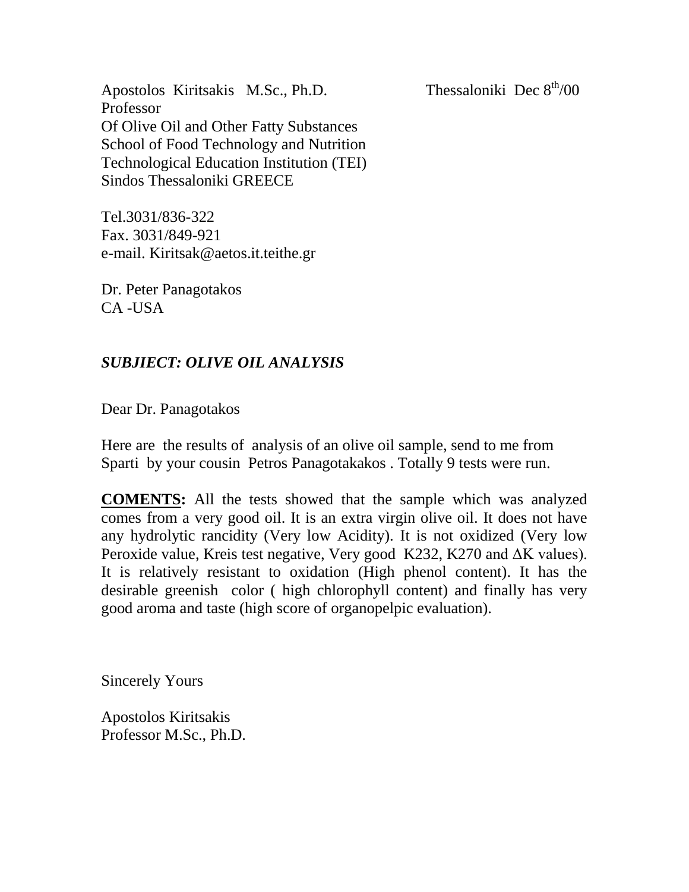Apostolos Kiritsakis M.Sc., Ph.D.  
Professor  
Of Olive Oil and Other Fatty Substances  
School of Food Technology and Nutrition  
Technological Education Institution (TEI)  
Sindos Thessaloniki GREECE

Thessaloniki Dec 8th/00

Tel.3031/836-322  
Fax. 3031/849-921  
e-mail. Kiritsak@aetos.it.teithe.gr

Dr. Peter Panagotakos  
CA -USA

***SUBJIECT: OLIVE OIL ANALYSIS***

Dear Dr. Panagotakos

Here are the results of analysis of an olive oil sample, send to me from Sparti by your cousin Petros Panagotakakos . Totally 9 tests were run.

**<u>COMENTS</u>:** All the tests showed that the sample which was analyzed comes from a very good oil. It is an extra virgin olive oil. It does not have any hydrolytic rancidity (Very low Acidity). It is not oxidized (Very low Peroxide value, Kreis test negative, Very good K232, K270 and $\Delta$K values). It is relatively resistant to oxidation (High phenol content). It has the desirable greenish color ( high chlorophyll content) and finally has very good aroma and taste (high score of organopelpic evaluation).

Sincerely Yours

Apostolos Kiritsakis  
Professor M.Sc., Ph.D.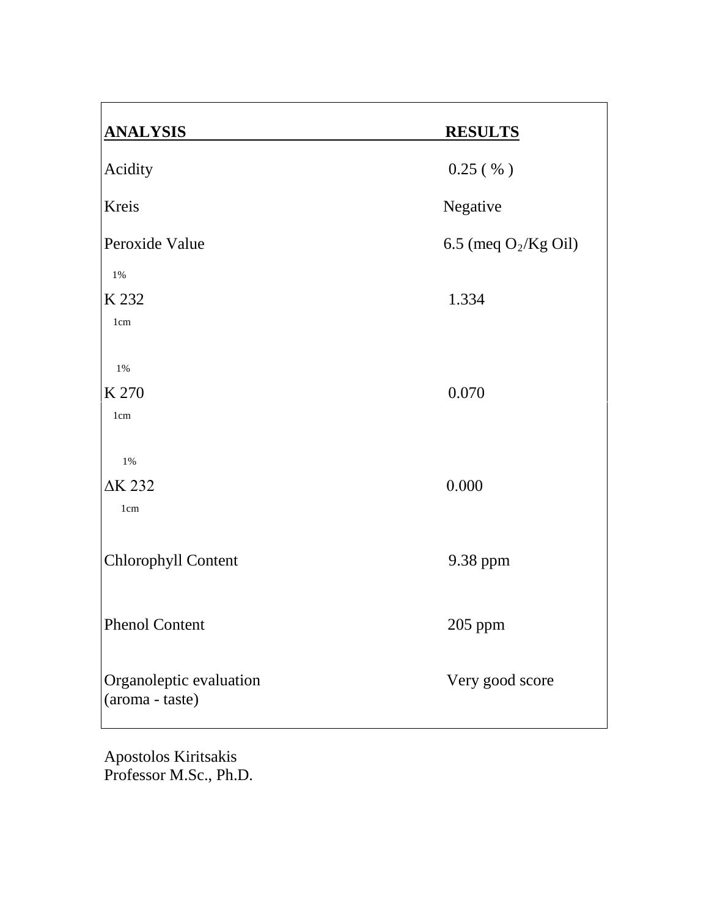| ANALYSIS | RESULTS |
|---|---|
| Acidity | 0.25 ( % ) |
| Kreis | Negative |
| Peroxide Value | 6.5 (meq $O_2$/Kg Oil) |
| $K^{1\%}_{1cm}$ 232 | 1.334 |
| $K^{1\%}_{1cm}$ 270 | 0.070 |
| $\Delta K^{1\%}_{1cm}$ 232 | 0.000 |
| Chlorophyll Content | 9.38 ppm |
| Phenol Content | 205 ppm |
| Organoleptic evaluation (aroma - taste) | Very good score |

Apostolos Kiritsakis
Professor M.Sc., Ph.D.